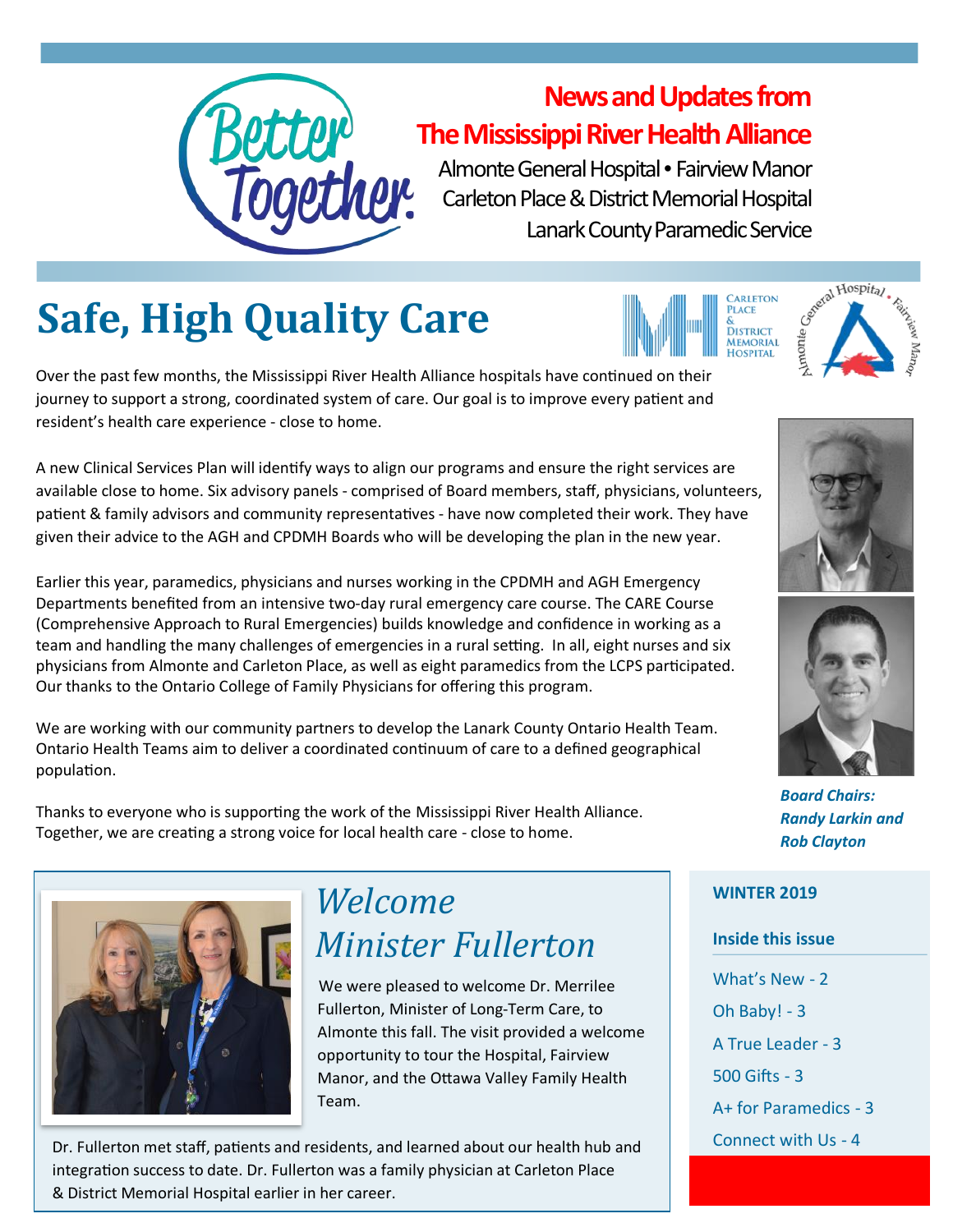Better Together.

**News and Updates from**
**The Mississippi River Health Alliance**

Almonte General Hospital • Fairview Manor
Carleton Place & District Memorial Hospital
Lanark County Paramedic Service

# Safe, High Quality Care

Over the past few months, the Mississippi River Health Alliance hospitals have continued on their journey to support a strong, coordinated system of care. Our goal is to improve every patient and resident's health care experience - close to home.

A new Clinical Services Plan will identify ways to align our programs and ensure the right services are available close to home. Six advisory panels - comprised of Board members, staff, physicians, volunteers, patient & family advisors and community representatives - have now completed their work. They have given their advice to the AGH and CPDMH Boards who will be developing the plan in the new year.

Earlier this year, paramedics, physicians and nurses working in the CPDMH and AGH Emergency Departments benefited from an intensive two-day rural emergency care course. The CARE Course (Comprehensive Approach to Rural Emergencies) builds knowledge and confidence in working as a team and handling the many challenges of emergencies in a rural setting. In all, eight nurses and six physicians from Almonte and Carleton Place, as well as eight paramedics from the LCPS participated. Our thanks to the Ontario College of Family Physicians for offering this program.

We are working with our community partners to develop the Lanark County Ontario Health Team. Ontario Health Teams aim to deliver a coordinated continuum of care to a defined geographical population.

Thanks to everyone who is supporting the work of the Mississippi River Health Alliance. Together, we are creating a strong voice for local health care - close to home.

***Board Chairs: Randy Larkin and Rob Clayton***

## *Welcome Minister Fullerton*

We were pleased to welcome Dr. Merrilee Fullerton, Minister of Long-Term Care, to Almonte this fall. The visit provided a welcome opportunity to tour the Hospital, Fairview Manor, and the Ottawa Valley Family Health Team.

Dr. Fullerton met staff, patients and residents, and learned about our health hub and integration success to date. Dr. Fullerton was a family physician at Carleton Place & District Memorial Hospital earlier in her career.

**WINTER 2019**

**Inside this issue**

- What's New - 2
- Oh Baby! - 3
- A True Leader - 3
- 500 Gifts - 3
- A+ for Paramedics - 3
- Connect with Us - 4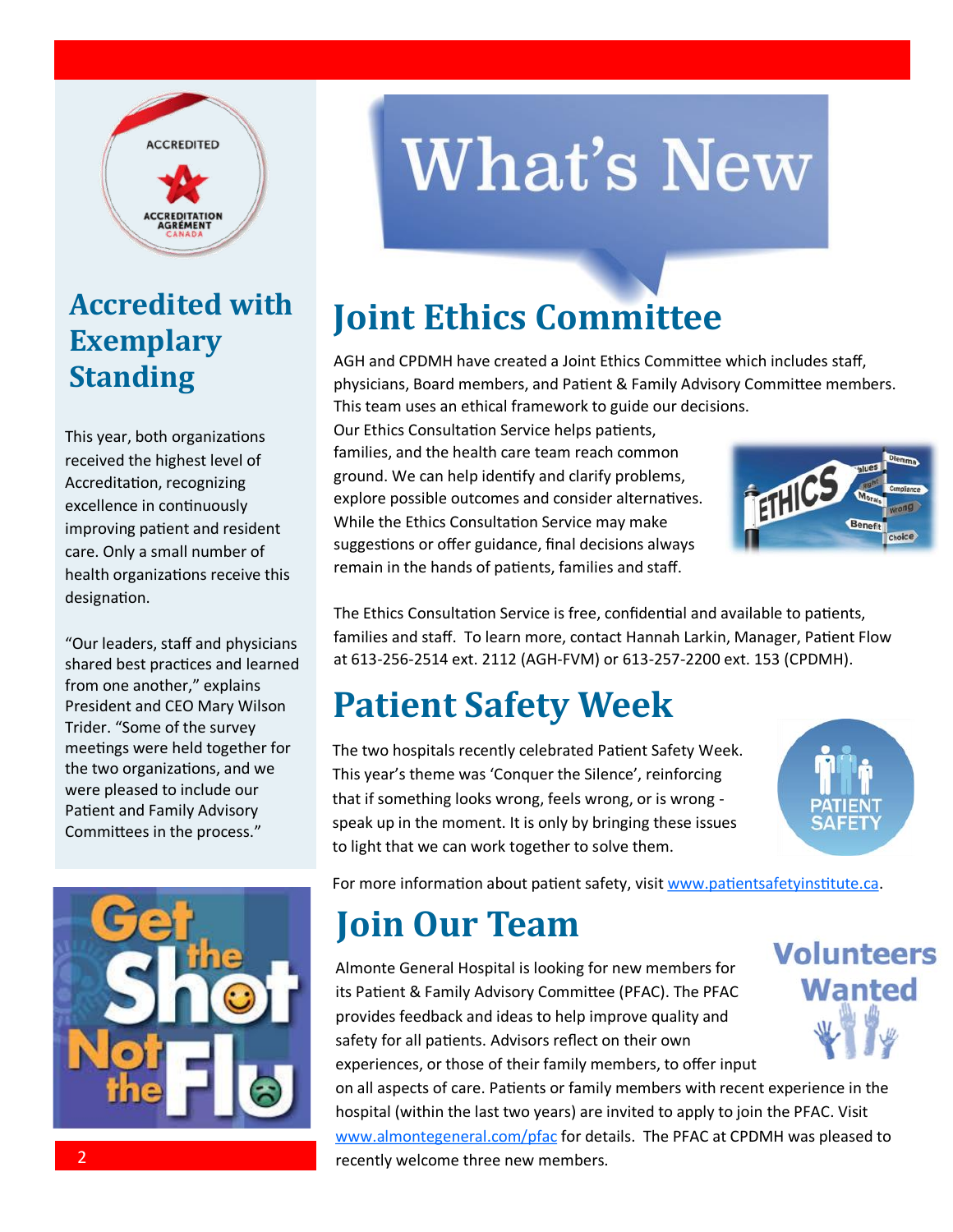# What's New

## Accredited with Exemplary Standing

This year, both organizations received the highest level of Accreditation, recognizing excellence in continuously improving patient and resident care. Only a small number of health organizations receive this designation.

"Our leaders, staff and physicians shared best practices and learned from one another," explains President and CEO Mary Wilson Trider. "Some of the survey meetings were held together for the two organizations, and we were pleased to include our Patient and Family Advisory Committees in the process."

## Joint Ethics Committee

AGH and CPDMH have created a Joint Ethics Committee which includes staff, physicians, Board members, and Patient & Family Advisory Committee members. This team uses an ethical framework to guide our decisions.

Our Ethics Consultation Service helps patients, families, and the health care team reach common ground. We can help identify and clarify problems, explore possible outcomes and consider alternatives. While the Ethics Consultation Service may make suggestions or offer guidance, final decisions always remain in the hands of patients, families and staff.

The Ethics Consultation Service is free, confidential and available to patients, families and staff. To learn more, contact Hannah Larkin, Manager, Patient Flow at 613-256-2514 ext. 2112 (AGH-FVM) or 613-257-2200 ext. 153 (CPDMH).

## Patient Safety Week

The two hospitals recently celebrated Patient Safety Week. This year's theme was 'Conquer the Silence', reinforcing that if something looks wrong, feels wrong, or is wrong - speak up in the moment. It is only by bringing these issues to light that we can work together to solve them.

For more information about patient safety, visit www.patientsafetyinstitute.ca.

## Join Our Team

Almonte General Hospital is looking for new members for its Patient & Family Advisory Committee (PFAC). The PFAC provides feedback and ideas to help improve quality and safety for all patients. Advisors reflect on their own experiences, or those of their family members, to offer input on all aspects of care. Patients or family members with recent experience in the hospital (within the last two years) are invited to apply to join the PFAC. Visit www.almontegeneral.com/pfac for details. The PFAC at CPDMH was pleased to recently welcome three new members.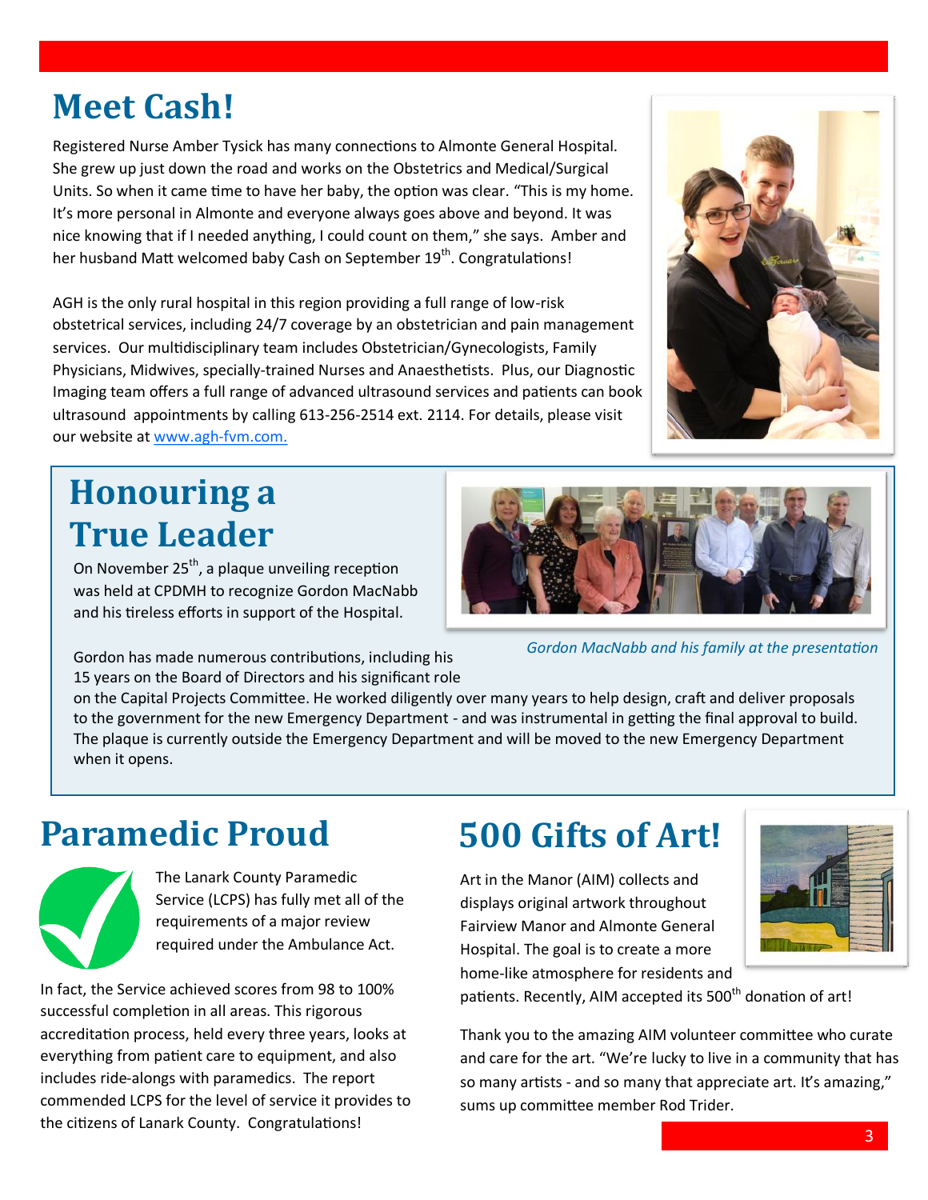# Meet Cash!

Registered Nurse Amber Tysick has many connections to Almonte General Hospital. She grew up just down the road and works on the Obstetrics and Medical/Surgical Units. So when it came time to have her baby, the option was clear. "This is my home. It's more personal in Almonte and everyone always goes above and beyond. It was nice knowing that if I needed anything, I could count on them," she says. Amber and her husband Matt welcomed baby Cash on September 19th. Congratulations!

AGH is the only rural hospital in this region providing a full range of low-risk obstetrical services, including 24/7 coverage by an obstetrician and pain management services. Our multidisciplinary team includes Obstetrician/Gynecologists, Family Physicians, Midwives, specially-trained Nurses and Anaesthetists. Plus, our Diagnostic Imaging team offers a full range of advanced ultrasound services and patients can book ultrasound appointments by calling 613-256-2514 ext. 2114. For details, please visit our website at www.agh-fvm.com.

# Honouring a True Leader

On November 25th, a plaque unveiling reception was held at CPDMH to recognize Gordon MacNabb and his tireless efforts in support of the Hospital.

*Gordon MacNabb and his family at the presentation*

Gordon has made numerous contributions, including his 15 years on the Board of Directors and his significant role on the Capital Projects Committee. He worked diligently over many years to help design, craft and deliver proposals to the government for the new Emergency Department - and was instrumental in getting the final approval to build. The plaque is currently outside the Emergency Department and will be moved to the new Emergency Department when it opens.

# Paramedic Proud

The Lanark County Paramedic Service (LCPS) has fully met all of the requirements of a major review required under the Ambulance Act.

In fact, the Service achieved scores from 98 to 100% successful completion in all areas. This rigorous accreditation process, held every three years, looks at everything from patient care to equipment, and also includes ride-alongs with paramedics. The report commended LCPS for the level of service it provides to the citizens of Lanark County. Congratulations!

# 500 Gifts of Art!

Art in the Manor (AIM) collects and displays original artwork throughout Fairview Manor and Almonte General Hospital. The goal is to create a more home-like atmosphere for residents and patients. Recently, AIM accepted its 500th donation of art!

Thank you to the amazing AIM volunteer committee who curate and care for the art. "We're lucky to live in a community that has so many artists - and so many that appreciate art. It's amazing," sums up committee member Rod Trider.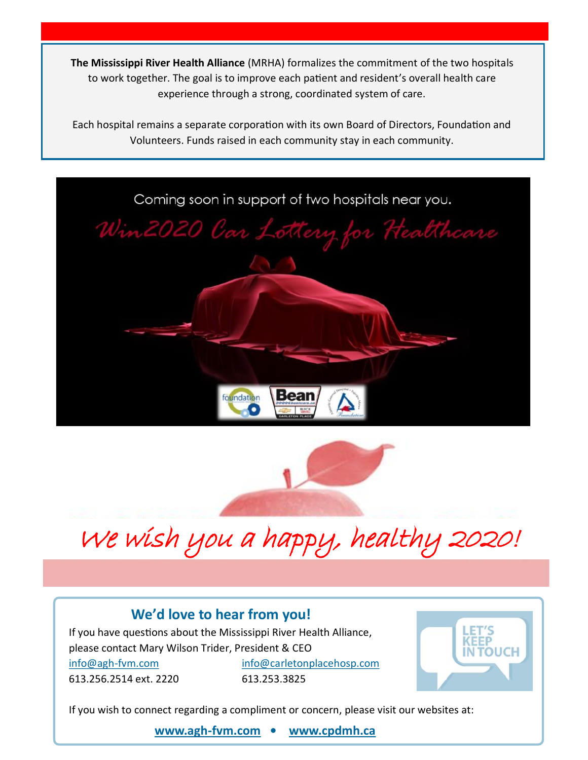**The Mississippi River Health Alliance** (MRHA) formalizes the commitment of the two hospitals to work together. The goal is to improve each patient and resident's overall health care experience through a strong, coordinated system of care.

Each hospital remains a separate corporation with its own Board of Directors, Foundation and Volunteers. Funds raised in each community stay in each community.

Coming soon in support of two hospitals near you.

*Win2020 Car Lottery for Healthcare*

*We wish you a happy, healthy 2020!*

## We'd love to hear from you!

If you have questions about the Mississippi River Health Alliance, please contact Mary Wilson Trider, President & CEO

info@agh-fvm.com
613.256.2514 ext. 2220

info@carletonplacehosp.com
613.253.3825

LET'S KEEP IN TOUCH

If you wish to connect regarding a compliment or concern, please visit our websites at:

**www.agh-fvm.com • www.cpdmh.ca**